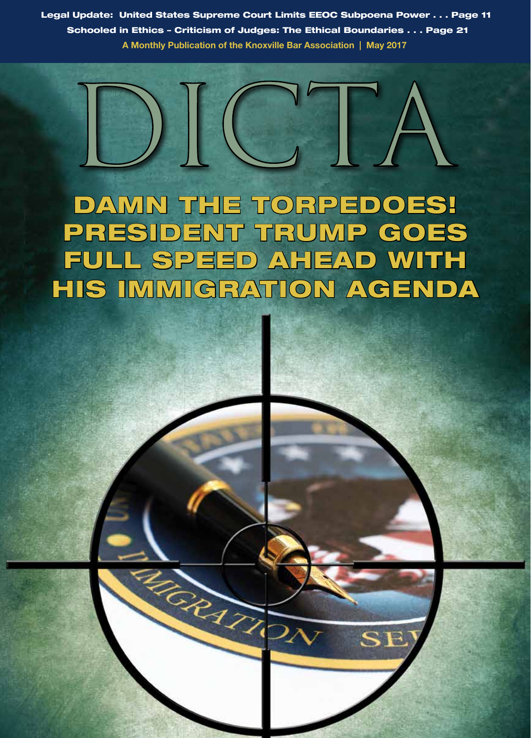**Legal Update: United States Supreme Court Limits EEOC Subpoena Power . . . Page 11**

**Schooled in Ethics – Criticism of Judges: The Ethical Boundaries . . . Page 21**

**A Monthly Publication of the Knoxville Bar Association | May 2017**

# DICTA

## DAMN THE TORPEDOES! PRESIDENT TRUMP GOES FULL SPEED AHEAD WITH HIS IMMIGRATION AGENDA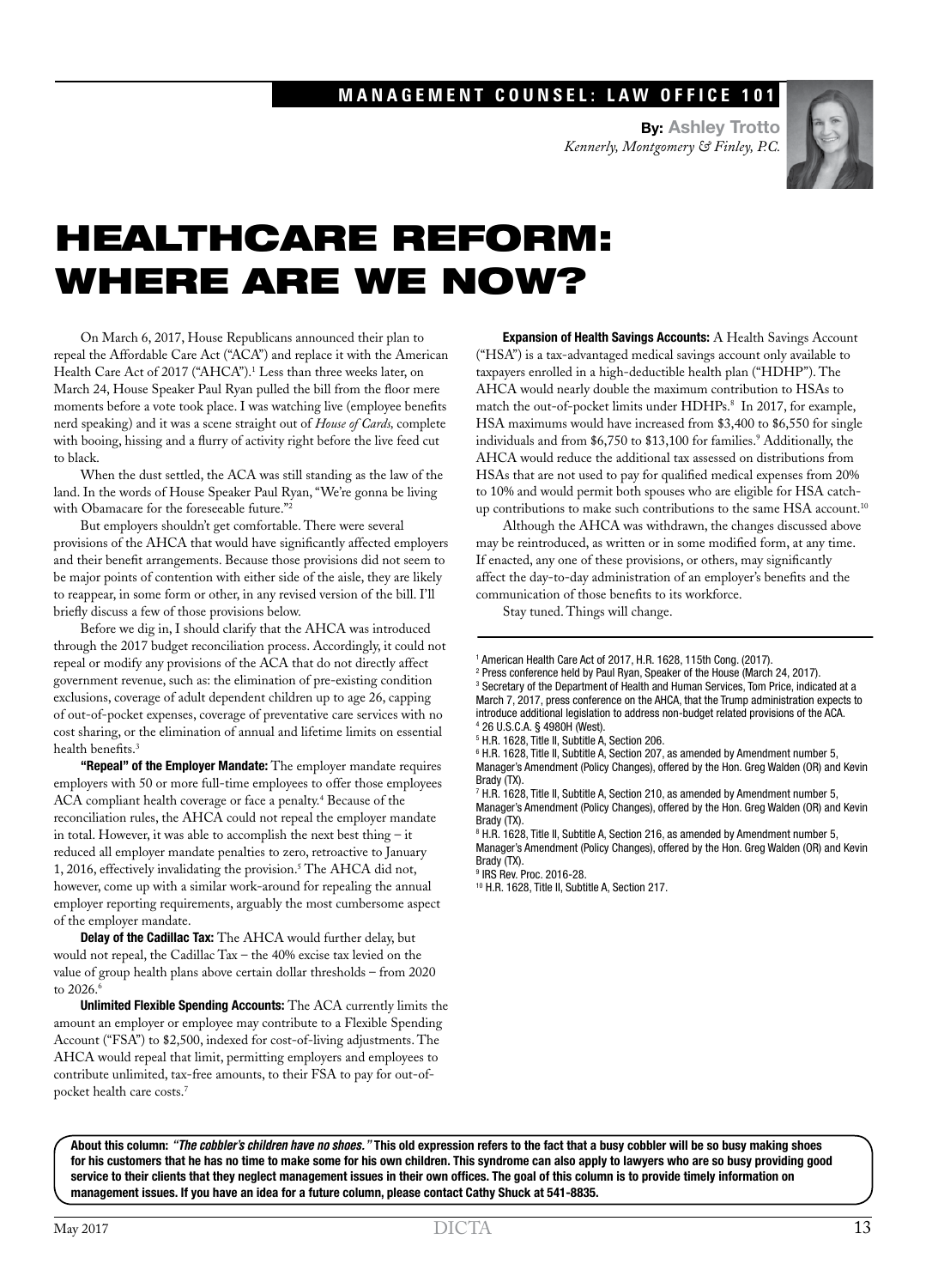**MANAGEMENT COUNSEL: LAW OFFICE 101**

**By: Ashley Trotto**
*Kennerly, Montgomery & Finley, P.C.*

# HEALTHCARE REFORM: WHERE ARE WE NOW?

On March 6, 2017, House Republicans announced their plan to repeal the Affordable Care Act ("ACA") and replace it with the American Health Care Act of 2017 ("AHCA").[1] Less than three weeks later, on March 24, House Speaker Paul Ryan pulled the bill from the floor mere moments before a vote took place. I was watching live (employee benefits nerd speaking) and it was a scene straight out of *House of Cards,* complete with booing, hissing and a flurry of activity right before the live feed cut to black.

When the dust settled, the ACA was still standing as the law of the land. In the words of House Speaker Paul Ryan, "We're gonna be living with Obamacare for the foreseeable future."[2]

But employers shouldn't get comfortable. There were several provisions of the AHCA that would have significantly affected employers and their benefit arrangements. Because those provisions did not seem to be major points of contention with either side of the aisle, they are likely to reappear, in some form or other, in any revised version of the bill. I'll briefly discuss a few of those provisions below.

Before we dig in, I should clarify that the AHCA was introduced through the 2017 budget reconciliation process. Accordingly, it could not repeal or modify any provisions of the ACA that do not directly affect government revenue, such as: the elimination of pre-existing condition exclusions, coverage of adult dependent children up to age 26, capping of out-of-pocket expenses, coverage of preventative care services with no cost sharing, or the elimination of annual and lifetime limits on essential health benefits.[3]

**"Repeal" of the Employer Mandate:** The employer mandate requires employers with 50 or more full-time employees to offer those employees ACA compliant health coverage or face a penalty.[4] Because of the reconciliation rules, the AHCA could not repeal the employer mandate in total. However, it was able to accomplish the next best thing – it reduced all employer mandate penalties to zero, retroactive to January 1, 2016, effectively invalidating the provision.[5] The AHCA did not, however, come up with a similar work-around for repealing the annual employer reporting requirements, arguably the most cumbersome aspect of the employer mandate.

**Delay of the Cadillac Tax:** The AHCA would further delay, but would not repeal, the Cadillac Tax – the 40% excise tax levied on the value of group health plans above certain dollar thresholds – from 2020 to 2026.[6]

**Unlimited Flexible Spending Accounts:** The ACA currently limits the amount an employer or employee may contribute to a Flexible Spending Account ("FSA") to $2,500, indexed for cost-of-living adjustments. The AHCA would repeal that limit, permitting employers and employees to contribute unlimited, tax-free amounts, to their FSA to pay for out-of-pocket health care costs.[7]

**Expansion of Health Savings Accounts:** A Health Savings Account ("HSA") is a tax-advantaged medical savings account only available to taxpayers enrolled in a high-deductible health plan ("HDHP"). The AHCA would nearly double the maximum contribution to HSAs to match the out-of-pocket limits under HDHPs.[8] In 2017, for example, HSA maximums would have increased from $3,400 to $6,550 for single individuals and from $6,750 to $13,100 for families.[9] Additionally, the AHCA would reduce the additional tax assessed on distributions from HSAs that are not used to pay for qualified medical expenses from 20% to 10% and would permit both spouses who are eligible for HSA catch-up contributions to make such contributions to the same HSA account.[10]

Although the AHCA was withdrawn, the changes discussed above may be reintroduced, as written or in some modified form, at any time. If enacted, any one of these provisions, or others, may significantly affect the day-to-day administration of an employer's benefits and the communication of those benefits to its workforce.

Stay tuned. Things will change.

---

[1] American Health Care Act of 2017, H.R. 1628, 115th Cong. (2017).
[2] Press conference held by Paul Ryan, Speaker of the House (March 24, 2017).
[3] Secretary of the Department of Health and Human Services, Tom Price, indicated at a March 7, 2017, press conference on the AHCA, that the Trump administration expects to introduce additional legislation to address non-budget related provisions of the ACA.
[4] 26 U.S.C.A. § 4980H (West).
[5] H.R. 1628, Title II, Subtitle A, Section 206.
[6] H.R. 1628, Title II, Subtitle A, Section 207, as amended by Amendment number 5, Manager's Amendment (Policy Changes), offered by the Hon. Greg Walden (OR) and Kevin Brady (TX).
[7] H.R. 1628, Title II, Subtitle A, Section 210, as amended by Amendment number 5, Manager's Amendment (Policy Changes), offered by the Hon. Greg Walden (OR) and Kevin Brady (TX).
[8] H.R. 1628, Title II, Subtitle A, Section 216, as amended by Amendment number 5, Manager's Amendment (Policy Changes), offered by the Hon. Greg Walden (OR) and Kevin Brady (TX).
[9] IRS Rev. Proc. 2016-28.
[10] H.R. 1628, Title II, Subtitle A, Section 217.

**About this column:** ***"The cobbler's children have no shoes."*** **This old expression refers to the fact that a busy cobbler will be so busy making shoes for his customers that he has no time to make some for his own children. This syndrome can also apply to lawyers who are so busy providing good service to their clients that they neglect management issues in their own offices. The goal of this column is to provide timely information on management issues. If you have an idea for a future column, please contact Cathy Shuck at 541-8835.**